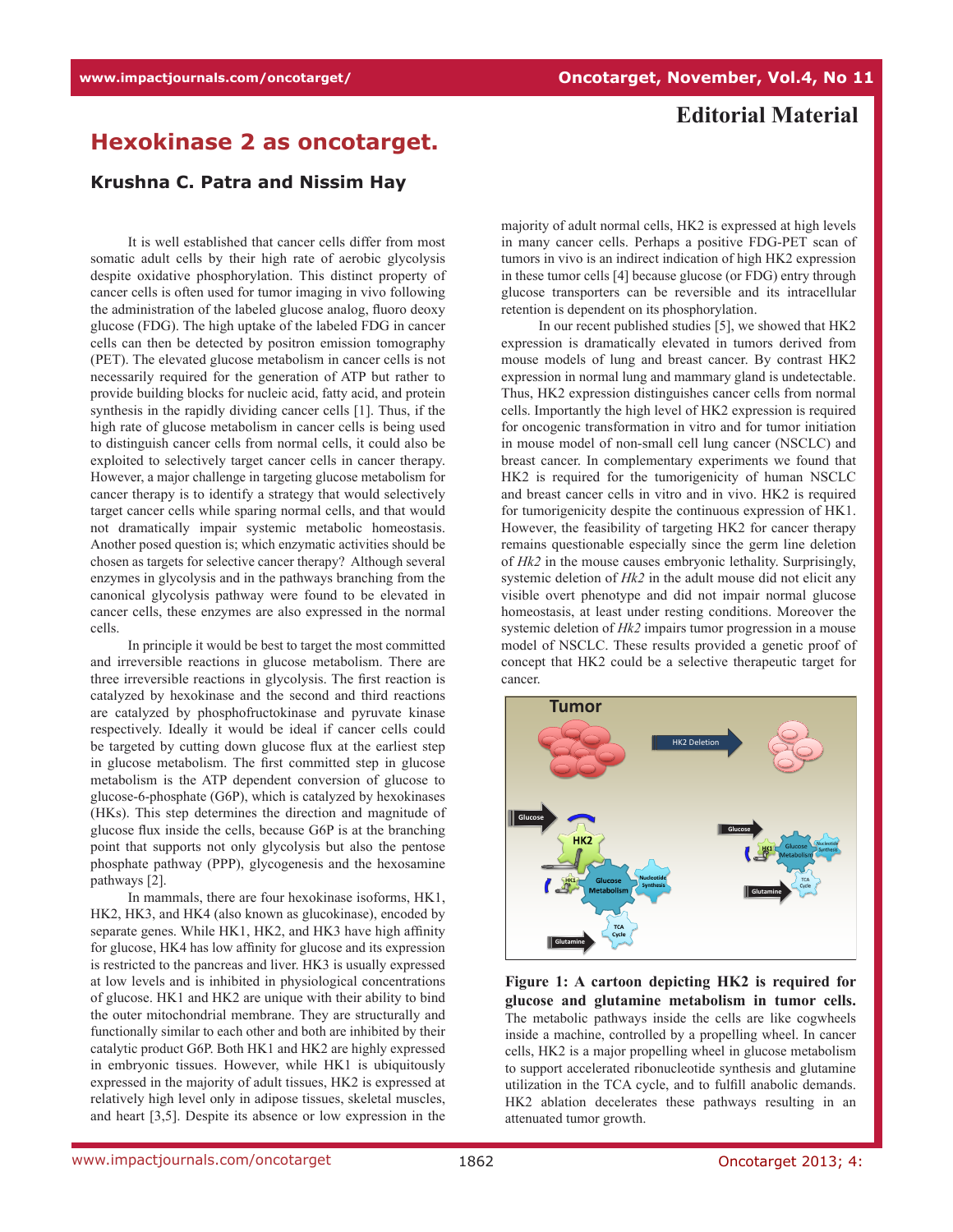**Editorial Material**

# Hexokinase 2 as oncotarget.

**Krushna C. Patra and Nissim Hay**

It is well established that cancer cells differ from most somatic adult cells by their high rate of aerobic glycolysis despite oxidative phosphorylation. This distinct property of cancer cells is often used for tumor imaging in vivo following the administration of the labeled glucose analog, fluoro deoxy glucose (FDG). The high uptake of the labeled FDG in cancer cells can then be detected by positron emission tomography (PET). The elevated glucose metabolism in cancer cells is not necessarily required for the generation of ATP but rather to provide building blocks for nucleic acid, fatty acid, and protein synthesis in the rapidly dividing cancer cells [1]. Thus, if the high rate of glucose metabolism in cancer cells is being used to distinguish cancer cells from normal cells, it could also be exploited to selectively target cancer cells in cancer therapy. However, a major challenge in targeting glucose metabolism for cancer therapy is to identify a strategy that would selectively target cancer cells while sparing normal cells, and that would not dramatically impair systemic metabolic homeostasis. Another posed question is; which enzymatic activities should be chosen as targets for selective cancer therapy? Although several enzymes in glycolysis and in the pathways branching from the canonical glycolysis pathway were found to be elevated in cancer cells, these enzymes are also expressed in the normal cells.

In principle it would be best to target the most committed and irreversible reactions in glucose metabolism. There are three irreversible reactions in glycolysis. The first reaction is catalyzed by hexokinase and the second and third reactions are catalyzed by phosphofructokinase and pyruvate kinase respectively. Ideally it would be ideal if cancer cells could be targeted by cutting down glucose flux at the earliest step in glucose metabolism. The first committed step in glucose metabolism is the ATP dependent conversion of glucose to glucose-6-phosphate (G6P), which is catalyzed by hexokinases (HKs). This step determines the direction and magnitude of glucose flux inside the cells, because G6P is at the branching point that supports not only glycolysis but also the pentose phosphate pathway (PPP), glycogenesis and the hexosamine pathways [2].

In mammals, there are four hexokinase isoforms, HK1, HK2, HK3, and HK4 (also known as glucokinase), encoded by separate genes. While HK1, HK2, and HK3 have high affinity for glucose, HK4 has low affinity for glucose and its expression is restricted to the pancreas and liver. HK3 is usually expressed at low levels and is inhibited in physiological concentrations of glucose. HK1 and HK2 are unique with their ability to bind the outer mitochondrial membrane. They are structurally and functionally similar to each other and both are inhibited by their catalytic product G6P. Both HK1 and HK2 are highly expressed in embryonic tissues. However, while HK1 is ubiquitously expressed in the majority of adult tissues, HK2 is expressed at relatively high level only in adipose tissues, skeletal muscles, and heart [3,5]. Despite its absence or low expression in the majority of adult normal cells, HK2 is expressed at high levels in many cancer cells. Perhaps a positive FDG-PET scan of tumors in vivo is an indirect indication of high HK2 expression in these tumor cells [4] because glucose (or FDG) entry through glucose transporters can be reversible and its intracellular retention is dependent on its phosphorylation.

In our recent published studies [5], we showed that HK2 expression is dramatically elevated in tumors derived from mouse models of lung and breast cancer. By contrast HK2 expression in normal lung and mammary gland is undetectable. Thus, HK2 expression distinguishes cancer cells from normal cells. Importantly the high level of HK2 expression is required for oncogenic transformation in vitro and for tumor initiation in mouse model of non-small cell lung cancer (NSCLC) and breast cancer. In complementary experiments we found that HK2 is required for the tumorigenicity of human NSCLC and breast cancer cells in vitro and in vivo. HK2 is required for tumorigenicity despite the continuous expression of HK1. However, the feasibility of targeting HK2 for cancer therapy remains questionable especially since the germ line deletion of *Hk2* in the mouse causes embryonic lethality. Surprisingly, systemic deletion of *Hk2* in the adult mouse did not elicit any visible overt phenotype and did not impair normal glucose homeostasis, at least under resting conditions. Moreover the systemic deletion of *Hk2* impairs tumor progression in a mouse model of NSCLC. These results provided a genetic proof of concept that HK2 could be a selective therapeutic target for cancer.

**Figure 1: A cartoon depicting HK2 is required for glucose and glutamine metabolism in tumor cells.** The metabolic pathways inside the cells are like cogwheels inside a machine, controlled by a propelling wheel. In cancer cells, HK2 is a major propelling wheel in glucose metabolism to support accelerated ribonucleotide synthesis and glutamine utilization in the TCA cycle, and to fulfill anabolic demands. HK2 ablation decelerates these pathways resulting in an attenuated tumor growth.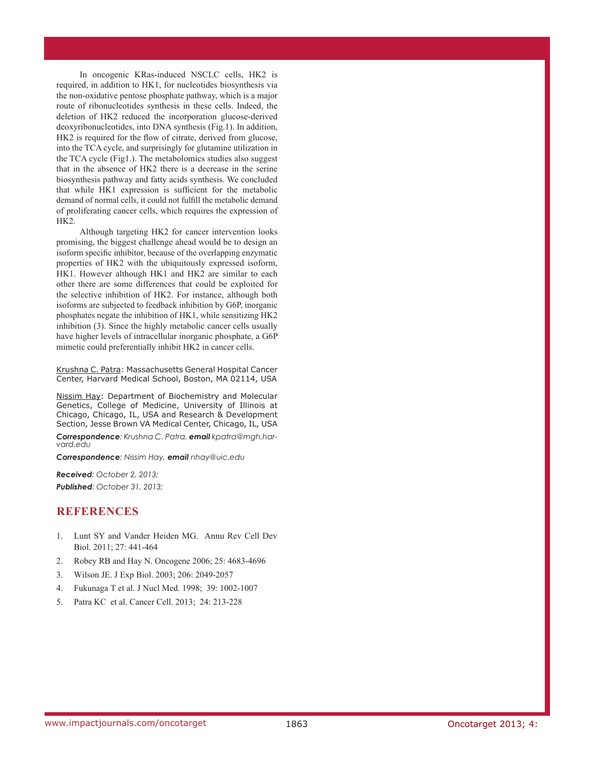In oncogenic KRas-induced NSCLC cells, HK2 is required, in addition to HK1, for nucleotides biosynthesis via the non-oxidative pentose phosphate pathway, which is a major route of ribonucleotides synthesis in these cells. Indeed, the deletion of HK2 reduced the incorporation glucose-derived deoxyribonucleotides, into DNA synthesis (Fig.1). In addition, HK2 is required for the flow of citrate, derived from glucose, into the TCA cycle, and surprisingly for glutamine utilization in the TCA cycle (Fig1.). The metabolomics studies also suggest that in the absence of HK2 there is a decrease in the serine biosynthesis pathway and fatty acids synthesis. We concluded that while HK1 expression is sufficient for the metabolic demand of normal cells, it could not fulfill the metabolic demand of proliferating cancer cells, which requires the expression of HK2.

Although targeting HK2 for cancer intervention looks promising, the biggest challenge ahead would be to design an isoform specific inhibitor, because of the overlapping enzymatic properties of HK2 with the ubiquitously expressed isoform, HK1. However although HK1 and HK2 are similar to each other there are some differences that could be exploited for the selective inhibition of HK2. For instance, although both isoforms are subjected to feedback inhibition by G6P, inorganic phosphates negate the inhibition of HK1, while sensitizing HK2 inhibition (3). Since the highly metabolic cancer cells usually have higher levels of intracellular inorganic phosphate, a G6P mimetic could preferentially inhibit HK2 in cancer cells.

Krushna C. Patra: Massachusetts General Hospital Cancer Center, Harvard Medical School, Boston, MA 02114, USA

Nissim Hay: Department of Biochemistry and Molecular Genetics, College of Medicine, University of Illinois at Chicago, Chicago, IL, USA and Research & Development Section, Jesse Brown VA Medical Center, Chicago, IL, USA

***Correspondence**: Krushna C. Patra, **email** kpatra@mgh.harvard.edu*

***Correspondence**: Nissim Hay, **email** nhay@uic.edu*

***Received**: October 2, 2013;*

***Published**: October 31, 2013;*

## REFERENCES

1. Lunt SY and Vander Heiden MG. Annu Rev Cell Dev Biol. 2011; 27: 441-464
2. Robey RB and Hay N. Oncogene 2006; 25: 4683-4696
3. Wilson JE. J Exp Biol. 2003; 206: 2049-2057
4. Fukunaga T et al. J Nucl Med. 1998; 39: 1002-1007
5. Patra KC et al. Cancer Cell. 2013; 24: 213-228